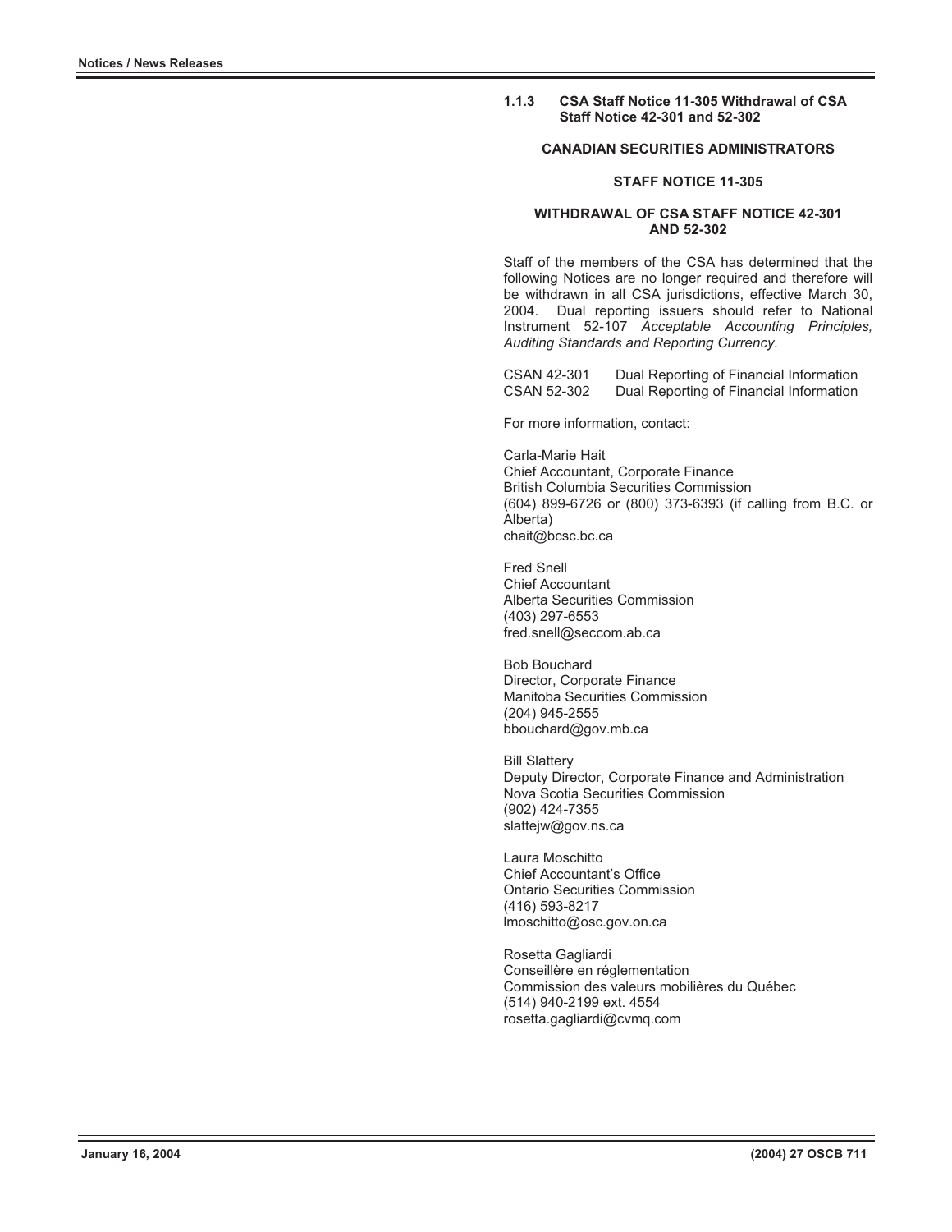### 1.1.3 CSA Staff Notice 11-305 Withdrawal of CSA Staff Notice 42-301 and 52-302

**CANADIAN SECURITIES ADMINISTRATORS**

**STAFF NOTICE 11-305**

**WITHDRAWAL OF CSA STAFF NOTICE 42-301 AND 52-302**

Staff of the members of the CSA has determined that the following Notices are no longer required and therefore will be withdrawn in all CSA jurisdictions, effective March 30, 2004. Dual reporting issuers should refer to National Instrument 52-107 *Acceptable Accounting Principles, Auditing Standards and Reporting Currency.*

| | |
|---|---|
| CSAN 42-301 | Dual Reporting of Financial Information |
| CSAN 52-302 | Dual Reporting of Financial Information |

For more information, contact:

Carla-Marie Hait
Chief Accountant, Corporate Finance
British Columbia Securities Commission
(604) 899-6726 or (800) 373-6393 (if calling from B.C. or Alberta)
chait@bcsc.bc.ca

Fred Snell
Chief Accountant
Alberta Securities Commission
(403) 297-6553
fred.snell@seccom.ab.ca

Bob Bouchard
Director, Corporate Finance
Manitoba Securities Commission
(204) 945-2555
bbouchard@gov.mb.ca

Bill Slattery
Deputy Director, Corporate Finance and Administration
Nova Scotia Securities Commission
(902) 424-7355
slattejw@gov.ns.ca

Laura Moschitto
Chief Accountant's Office
Ontario Securities Commission
(416) 593-8217
lmoschitto@osc.gov.on.ca

Rosetta Gagliardi
Conseillère en réglementation
Commission des valeurs mobilières du Québec
(514) 940-2199 ext. 4554
rosetta.gagliardi@cvmq.com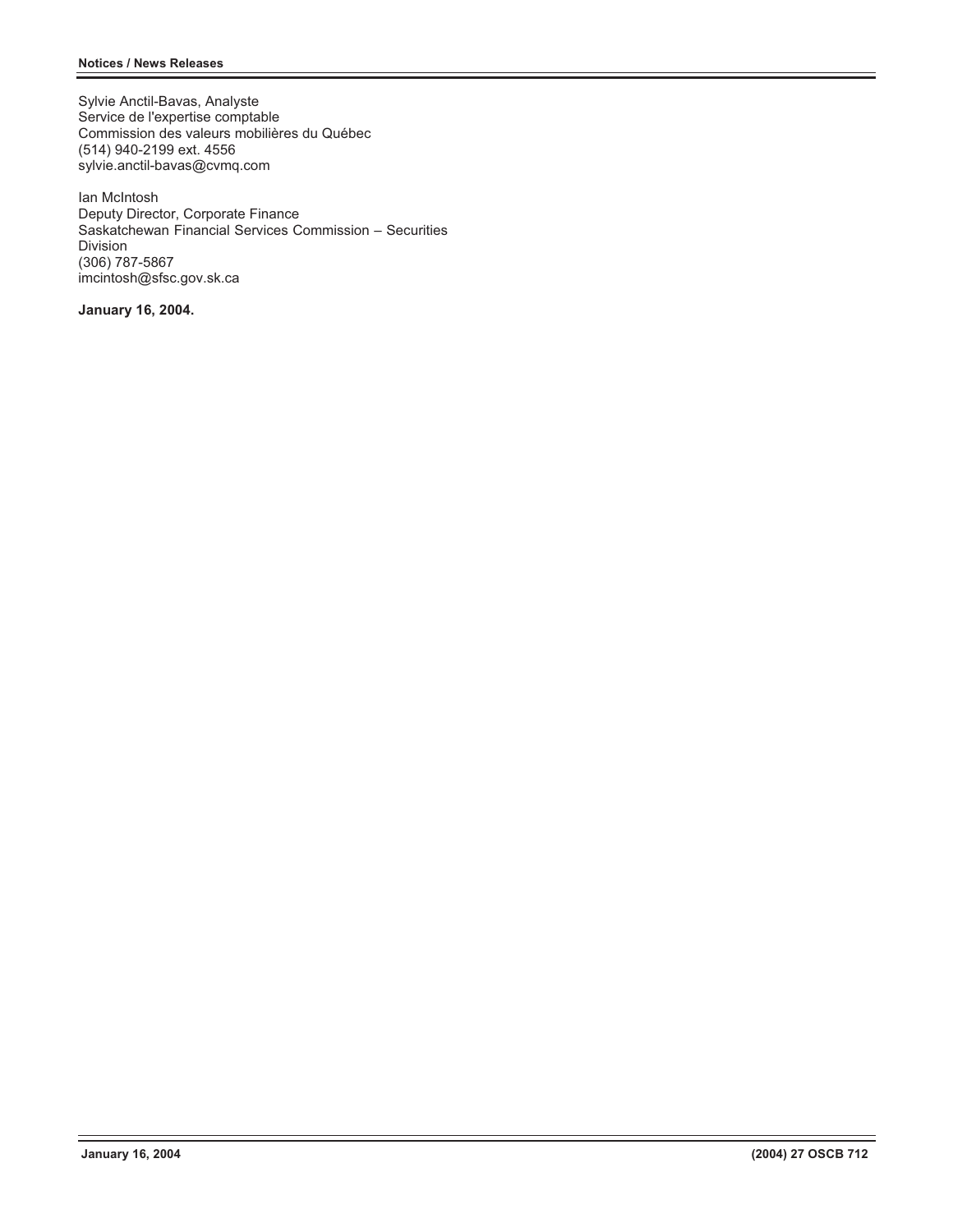Sylvie Anctil-Bavas, Analyste
Service de l'expertise comptable
Commission des valeurs mobilières du Québec
(514) 940-2199 ext. 4556
sylvie.anctil-bavas@cvmq.com

Ian McIntosh
Deputy Director, Corporate Finance
Saskatchewan Financial Services Commission – Securities Division
(306) 787-5867
imcintosh@sfsc.gov.sk.ca

**January 16, 2004.**